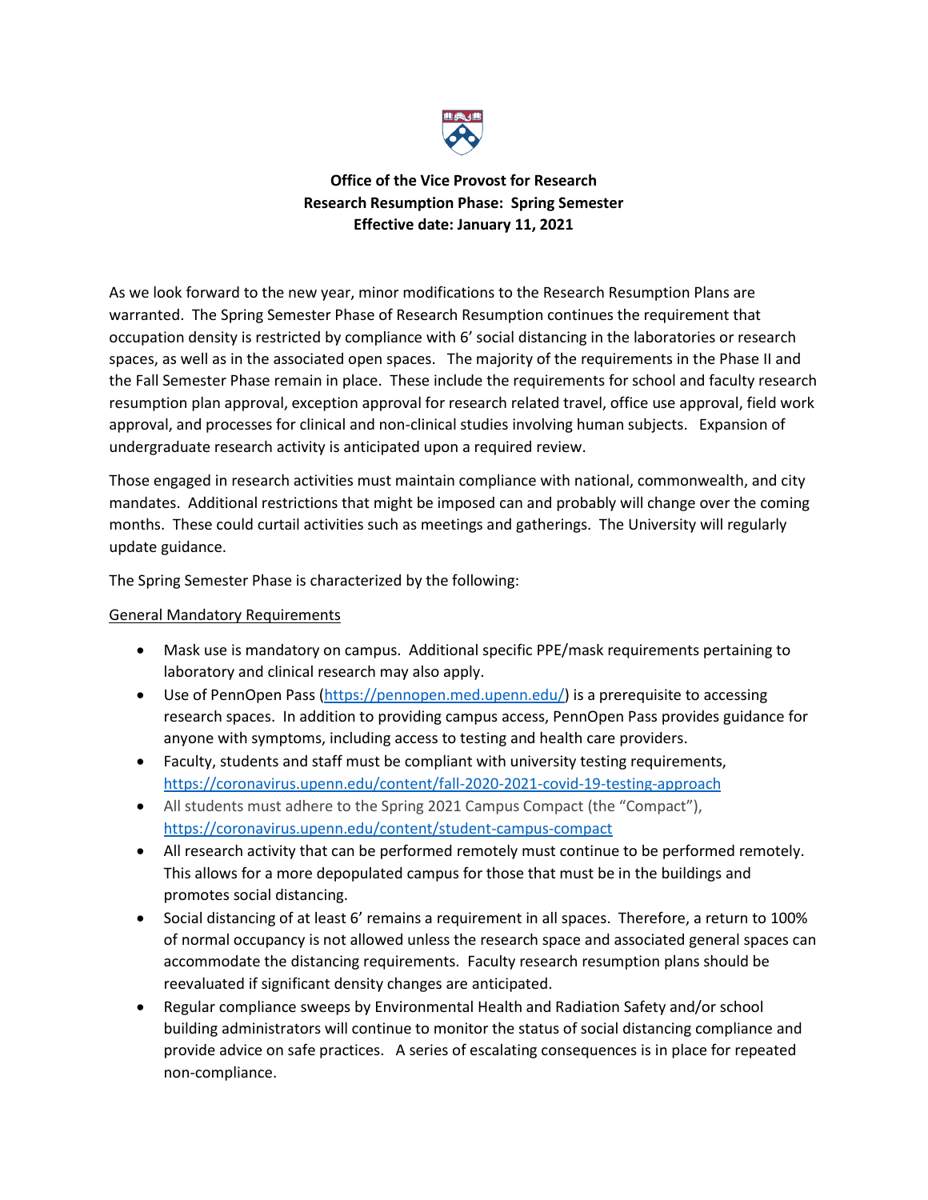**Office of the Vice Provost for Research**
**Research Resumption Phase: Spring Semester**
**Effective date: January 11, 2021**

As we look forward to the new year, minor modifications to the Research Resumption Plans are warranted. The Spring Semester Phase of Research Resumption continues the requirement that occupation density is restricted by compliance with 6' social distancing in the laboratories or research spaces, as well as in the associated open spaces. The majority of the requirements in the Phase II and the Fall Semester Phase remain in place. These include the requirements for school and faculty research resumption plan approval, exception approval for research related travel, office use approval, field work approval, and processes for clinical and non-clinical studies involving human subjects. Expansion of undergraduate research activity is anticipated upon a required review.

Those engaged in research activities must maintain compliance with national, commonwealth, and city mandates. Additional restrictions that might be imposed can and probably will change over the coming months. These could curtail activities such as meetings and gatherings. The University will regularly update guidance.

The Spring Semester Phase is characterized by the following:

General Mandatory Requirements

- Mask use is mandatory on campus. Additional specific PPE/mask requirements pertaining to laboratory and clinical research may also apply.
- Use of PennOpen Pass (https://pennopen.med.upenn.edu/) is a prerequisite to accessing research spaces. In addition to providing campus access, PennOpen Pass provides guidance for anyone with symptoms, including access to testing and health care providers.
- Faculty, students and staff must be compliant with university testing requirements, https://coronavirus.upenn.edu/content/fall-2020-2021-covid-19-testing-approach
- All students must adhere to the Spring 2021 Campus Compact (the "Compact"), https://coronavirus.upenn.edu/content/student-campus-compact
- All research activity that can be performed remotely must continue to be performed remotely. This allows for a more depopulated campus for those that must be in the buildings and promotes social distancing.
- Social distancing of at least 6' remains a requirement in all spaces. Therefore, a return to 100% of normal occupancy is not allowed unless the research space and associated general spaces can accommodate the distancing requirements. Faculty research resumption plans should be reevaluated if significant density changes are anticipated.
- Regular compliance sweeps by Environmental Health and Radiation Safety and/or school building administrators will continue to monitor the status of social distancing compliance and provide advice on safe practices. A series of escalating consequences is in place for repeated non-compliance.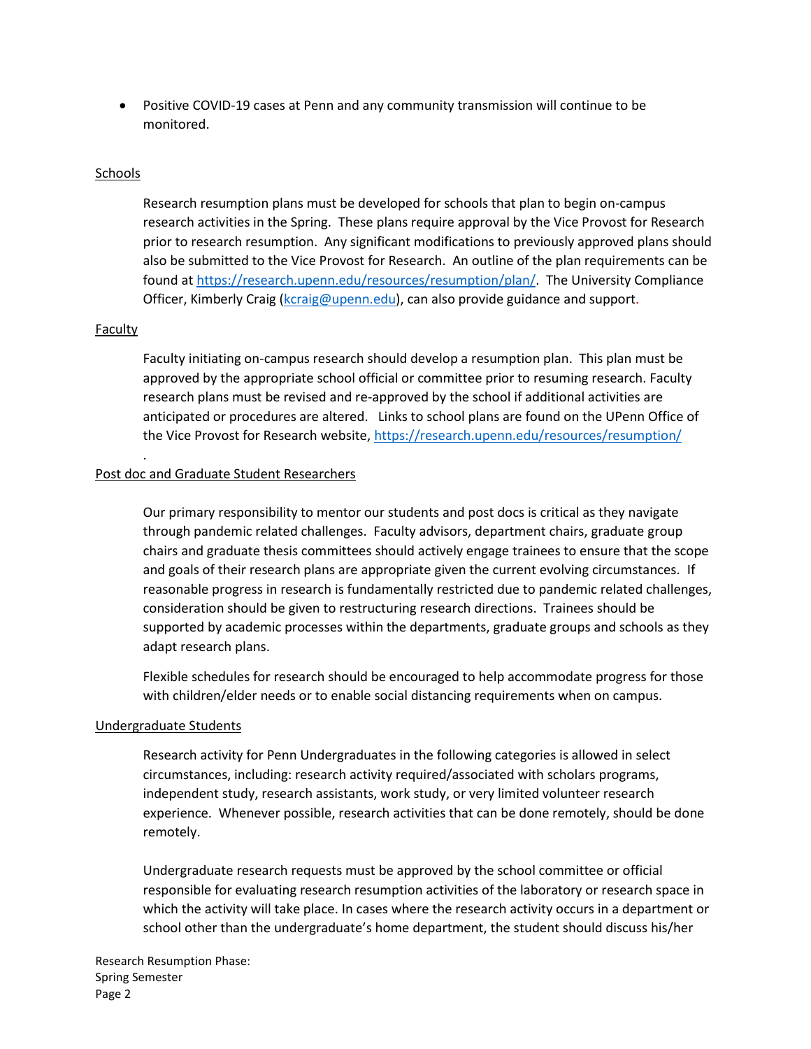- Positive COVID-19 cases at Penn and any community transmission will continue to be monitored.

Schools

Research resumption plans must be developed for schools that plan to begin on-campus research activities in the Spring. These plans require approval by the Vice Provost for Research prior to research resumption. Any significant modifications to previously approved plans should also be submitted to the Vice Provost for Research. An outline of the plan requirements can be found at https://research.upenn.edu/resources/resumption/plan/. The University Compliance Officer, Kimberly Craig (kcraig@upenn.edu), can also provide guidance and support.

Faculty

Faculty initiating on-campus research should develop a resumption plan. This plan must be approved by the appropriate school official or committee prior to resuming research. Faculty research plans must be revised and re-approved by the school if additional activities are anticipated or procedures are altered. Links to school plans are found on the UPenn Office of the Vice Provost for Research website, https://research.upenn.edu/resources/resumption/

Post doc and Graduate Student Researchers

Our primary responsibility to mentor our students and post docs is critical as they navigate through pandemic related challenges. Faculty advisors, department chairs, graduate group chairs and graduate thesis committees should actively engage trainees to ensure that the scope and goals of their research plans are appropriate given the current evolving circumstances. If reasonable progress in research is fundamentally restricted due to pandemic related challenges, consideration should be given to restructuring research directions. Trainees should be supported by academic processes within the departments, graduate groups and schools as they adapt research plans.

Flexible schedules for research should be encouraged to help accommodate progress for those with children/elder needs or to enable social distancing requirements when on campus.

Undergraduate Students

Research activity for Penn Undergraduates in the following categories is allowed in select circumstances, including: research activity required/associated with scholars programs, independent study, research assistants, work study, or very limited volunteer research experience. Whenever possible, research activities that can be done remotely, should be done remotely.

Undergraduate research requests must be approved by the school committee or official responsible for evaluating research resumption activities of the laboratory or research space in which the activity will take place. In cases where the research activity occurs in a department or school other than the undergraduate's home department, the student should discuss his/her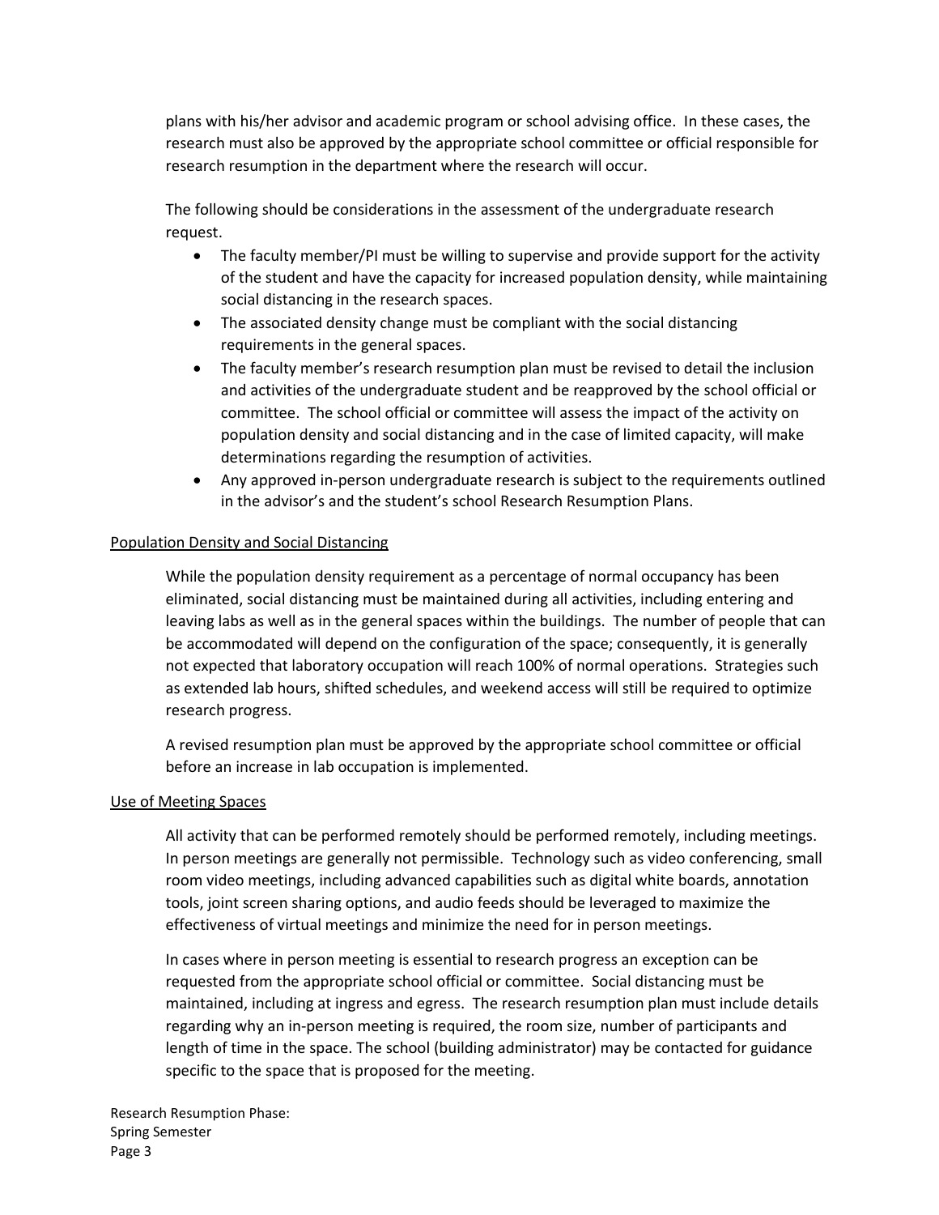plans with his/her advisor and academic program or school advising office. In these cases, the research must also be approved by the appropriate school committee or official responsible for research resumption in the department where the research will occur.

The following should be considerations in the assessment of the undergraduate research request.

- The faculty member/PI must be willing to supervise and provide support for the activity of the student and have the capacity for increased population density, while maintaining social distancing in the research spaces.
- The associated density change must be compliant with the social distancing requirements in the general spaces.
- The faculty member's research resumption plan must be revised to detail the inclusion and activities of the undergraduate student and be reapproved by the school official or committee. The school official or committee will assess the impact of the activity on population density and social distancing and in the case of limited capacity, will make determinations regarding the resumption of activities.
- Any approved in-person undergraduate research is subject to the requirements outlined in the advisor's and the student's school Research Resumption Plans.

## Population Density and Social Distancing

While the population density requirement as a percentage of normal occupancy has been eliminated, social distancing must be maintained during all activities, including entering and leaving labs as well as in the general spaces within the buildings. The number of people that can be accommodated will depend on the configuration of the space; consequently, it is generally not expected that laboratory occupation will reach 100% of normal operations. Strategies such as extended lab hours, shifted schedules, and weekend access will still be required to optimize research progress.

A revised resumption plan must be approved by the appropriate school committee or official before an increase in lab occupation is implemented.

## Use of Meeting Spaces

All activity that can be performed remotely should be performed remotely, including meetings. In person meetings are generally not permissible. Technology such as video conferencing, small room video meetings, including advanced capabilities such as digital white boards, annotation tools, joint screen sharing options, and audio feeds should be leveraged to maximize the effectiveness of virtual meetings and minimize the need for in person meetings.

In cases where in person meeting is essential to research progress an exception can be requested from the appropriate school official or committee. Social distancing must be maintained, including at ingress and egress. The research resumption plan must include details regarding why an in-person meeting is required, the room size, number of participants and length of time in the space. The school (building administrator) may be contacted for guidance specific to the space that is proposed for the meeting.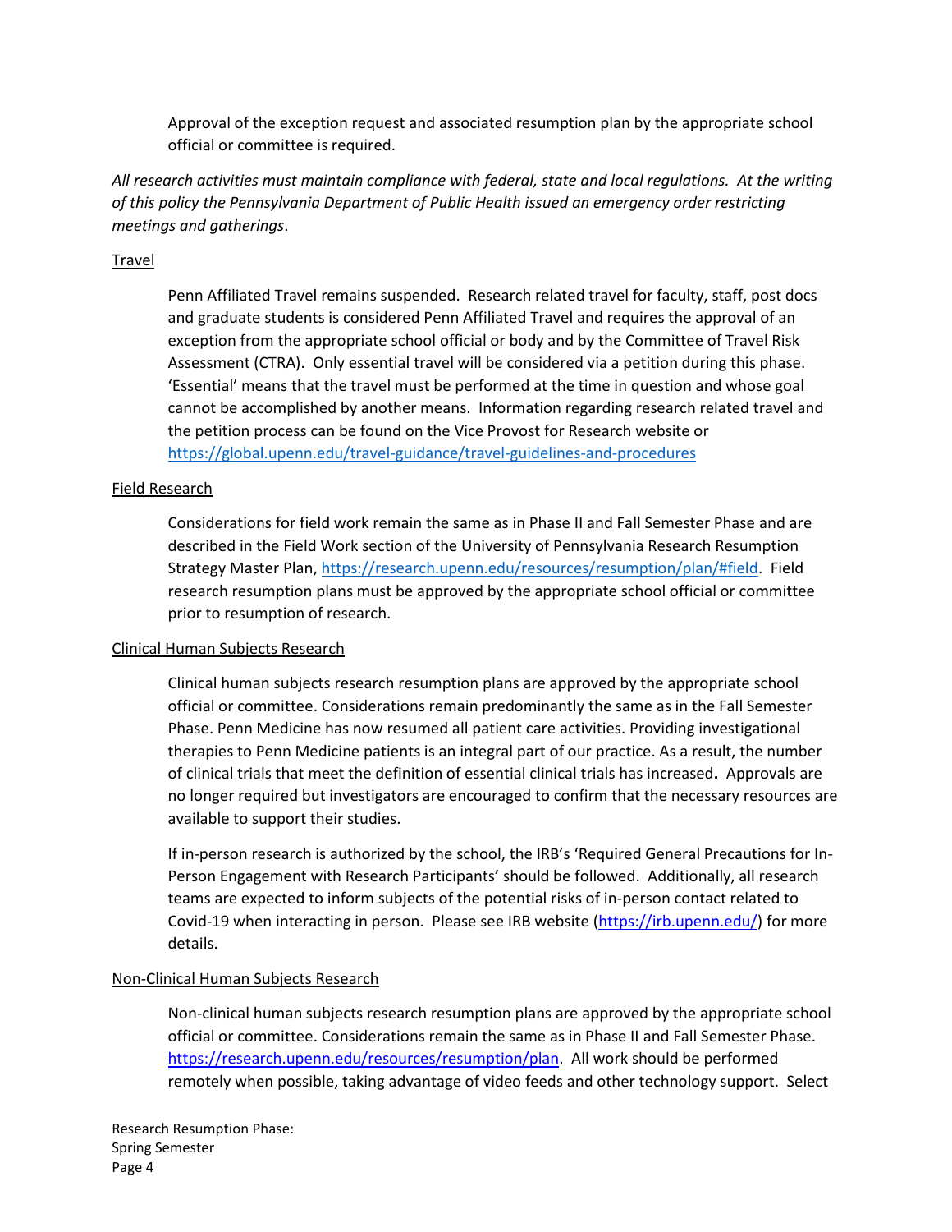Approval of the exception request and associated resumption plan by the appropriate school official or committee is required.

*All research activities must maintain compliance with federal, state and local regulations. At the writing of this policy the Pennsylvania Department of Public Health issued an emergency order restricting meetings and gatherings*.

Travel

Penn Affiliated Travel remains suspended. Research related travel for faculty, staff, post docs and graduate students is considered Penn Affiliated Travel and requires the approval of an exception from the appropriate school official or body and by the Committee of Travel Risk Assessment (CTRA). Only essential travel will be considered via a petition during this phase. 'Essential' means that the travel must be performed at the time in question and whose goal cannot be accomplished by another means. Information regarding research related travel and the petition process can be found on the Vice Provost for Research website or https://global.upenn.edu/travel-guidance/travel-guidelines-and-procedures

Field Research

Considerations for field work remain the same as in Phase II and Fall Semester Phase and are described in the Field Work section of the University of Pennsylvania Research Resumption Strategy Master Plan, https://research.upenn.edu/resources/resumption/plan/#field. Field research resumption plans must be approved by the appropriate school official or committee prior to resumption of research.

Clinical Human Subjects Research

Clinical human subjects research resumption plans are approved by the appropriate school official or committee. Considerations remain predominantly the same as in the Fall Semester Phase. Penn Medicine has now resumed all patient care activities. Providing investigational therapies to Penn Medicine patients is an integral part of our practice. As a result, the number of clinical trials that meet the definition of essential clinical trials has increased**.** Approvals are no longer required but investigators are encouraged to confirm that the necessary resources are available to support their studies.

If in-person research is authorized by the school, the IRB's 'Required General Precautions for In-Person Engagement with Research Participants' should be followed. Additionally, all research teams are expected to inform subjects of the potential risks of in-person contact related to Covid-19 when interacting in person. Please see IRB website (https://irb.upenn.edu/) for more details.

Non-Clinical Human Subjects Research

Non-clinical human subjects research resumption plans are approved by the appropriate school official or committee. Considerations remain the same as in Phase II and Fall Semester Phase. https://research.upenn.edu/resources/resumption/plan. All work should be performed remotely when possible, taking advantage of video feeds and other technology support. Select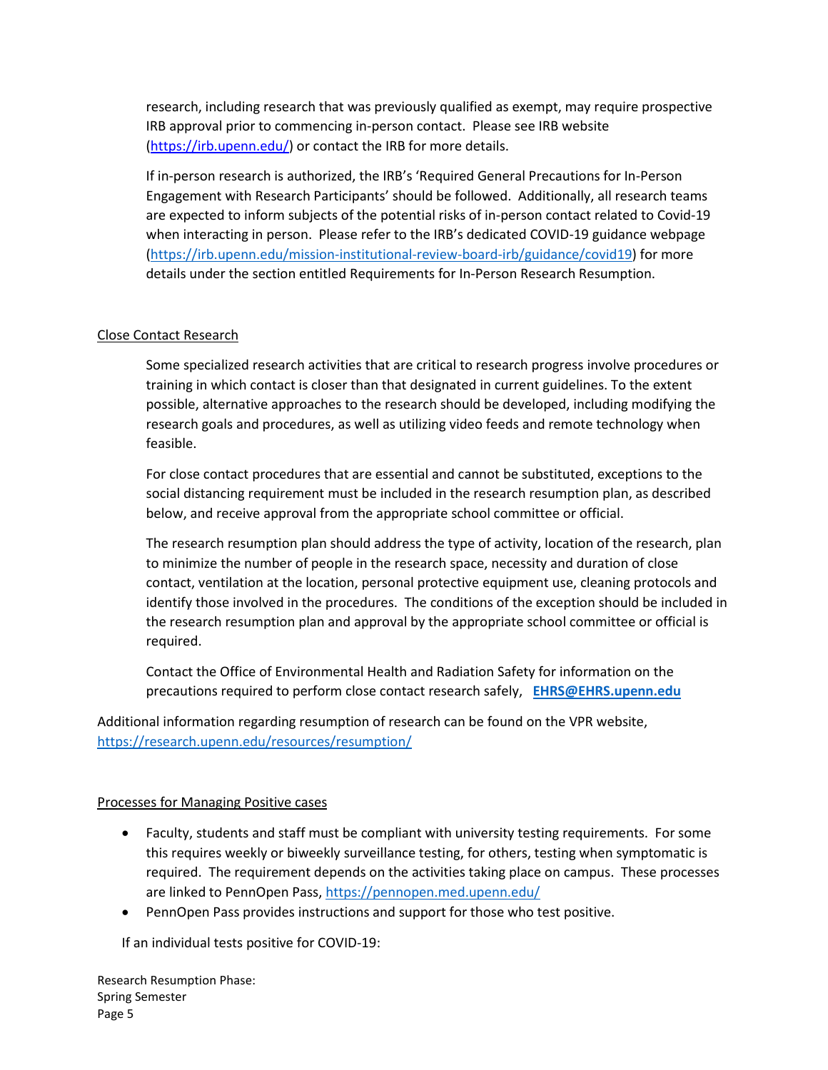research, including research that was previously qualified as exempt, may require prospective IRB approval prior to commencing in-person contact. Please see IRB website (https://irb.upenn.edu/) or contact the IRB for more details.

If in-person research is authorized, the IRB's 'Required General Precautions for In-Person Engagement with Research Participants' should be followed. Additionally, all research teams are expected to inform subjects of the potential risks of in-person contact related to Covid-19 when interacting in person. Please refer to the IRB's dedicated COVID-19 guidance webpage (https://irb.upenn.edu/mission-institutional-review-board-irb/guidance/covid19) for more details under the section entitled Requirements for In-Person Research Resumption.

## Close Contact Research

Some specialized research activities that are critical to research progress involve procedures or training in which contact is closer than that designated in current guidelines. To the extent possible, alternative approaches to the research should be developed, including modifying the research goals and procedures, as well as utilizing video feeds and remote technology when feasible.

For close contact procedures that are essential and cannot be substituted, exceptions to the social distancing requirement must be included in the research resumption plan, as described below, and receive approval from the appropriate school committee or official.

The research resumption plan should address the type of activity, location of the research, plan to minimize the number of people in the research space, necessity and duration of close contact, ventilation at the location, personal protective equipment use, cleaning protocols and identify those involved in the procedures. The conditions of the exception should be included in the research resumption plan and approval by the appropriate school committee or official is required.

Contact the Office of Environmental Health and Radiation Safety for information on the precautions required to perform close contact research safely, **EHRS@EHRS.upenn.edu**

Additional information regarding resumption of research can be found on the VPR website, https://research.upenn.edu/resources/resumption/

## Processes for Managing Positive cases

- Faculty, students and staff must be compliant with university testing requirements. For some this requires weekly or biweekly surveillance testing, for others, testing when symptomatic is required. The requirement depends on the activities taking place on campus. These processes are linked to PennOpen Pass, https://pennopen.med.upenn.edu/
- PennOpen Pass provides instructions and support for those who test positive.

If an individual tests positive for COVID-19: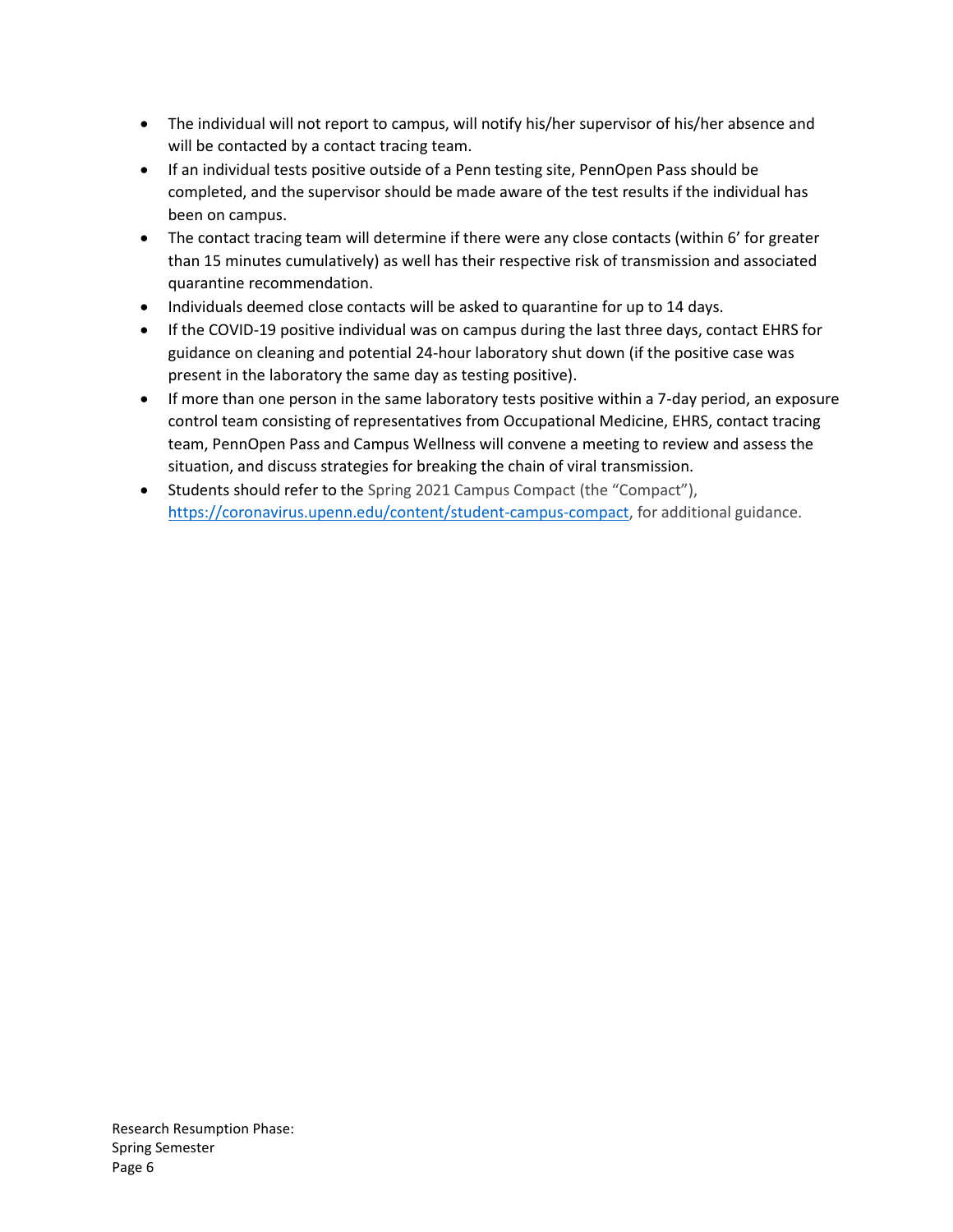- The individual will not report to campus, will notify his/her supervisor of his/her absence and will be contacted by a contact tracing team.
- If an individual tests positive outside of a Penn testing site, PennOpen Pass should be completed, and the supervisor should be made aware of the test results if the individual has been on campus.
- The contact tracing team will determine if there were any close contacts (within 6' for greater than 15 minutes cumulatively) as well has their respective risk of transmission and associated quarantine recommendation.
- Individuals deemed close contacts will be asked to quarantine for up to 14 days.
- If the COVID-19 positive individual was on campus during the last three days, contact EHRS for guidance on cleaning and potential 24-hour laboratory shut down (if the positive case was present in the laboratory the same day as testing positive).
- If more than one person in the same laboratory tests positive within a 7-day period, an exposure control team consisting of representatives from Occupational Medicine, EHRS, contact tracing team, PennOpen Pass and Campus Wellness will convene a meeting to review and assess the situation, and discuss strategies for breaking the chain of viral transmission.
- Students should refer to the Spring 2021 Campus Compact (the "Compact"), [https://coronavirus.upenn.edu/content/student-campus-compact](https://coronavirus.upenn.edu/content/student-campus-compact), for additional guidance.